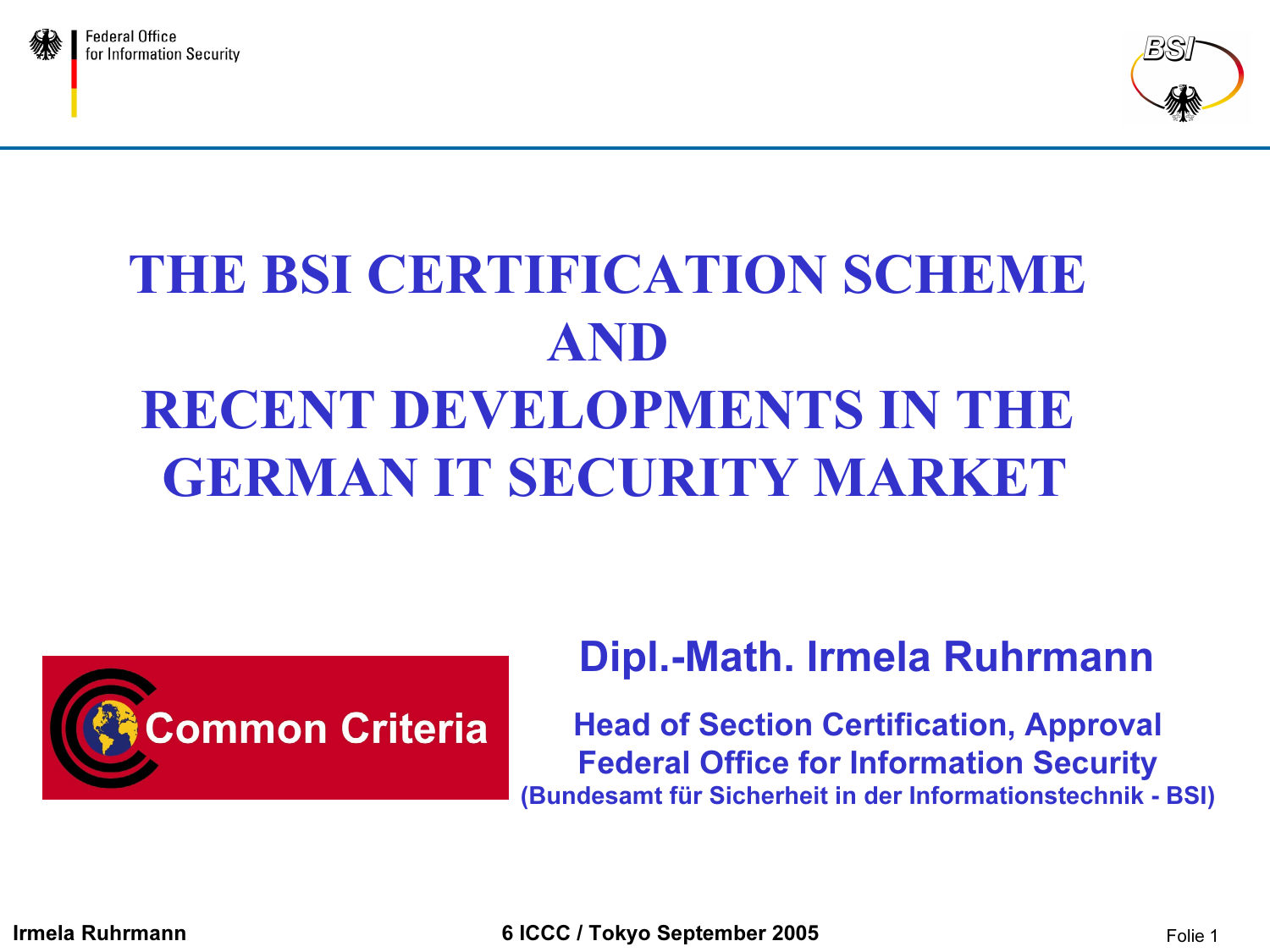# THE BSI CERTIFICATION SCHEME AND RECENT DEVELOPMENTS IN THE GERMAN IT SECURITY MARKET

Federal Office for Information Security

Common Criteria

**Dipl.-Math. Irmela Ruhrmann**

**Head of Section Certification, Approval**
**Federal Office for Information Security**
**(Bundesamt für Sicherheit in der Informationstechnik - BSI)**

**Irmela Ruhrmann** **6 ICCC / Tokyo September 2005**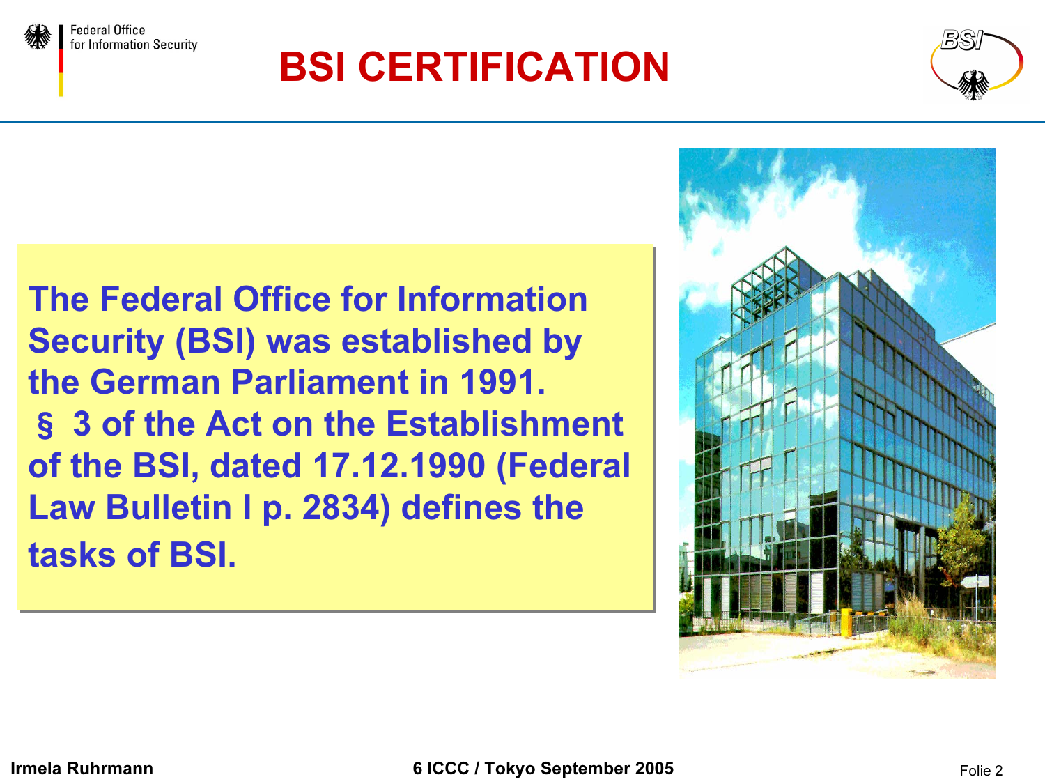# BSI CERTIFICATION

The Federal Office for Information Security (BSI) was established by the German Parliament in 1991. § 3 of the Act on the Establishment of the BSI, dated 17.12.1990 (Federal Law Bulletin I p. 2834) defines the tasks of BSI.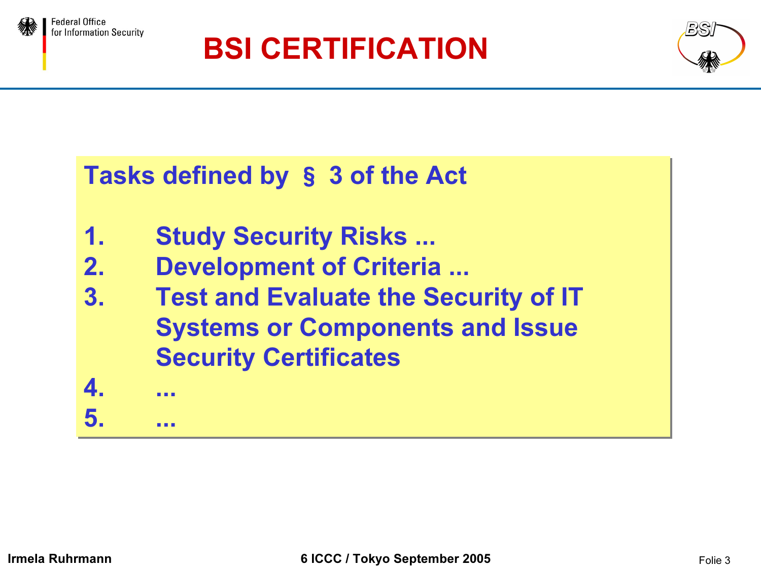# BSI CERTIFICATION

**Tasks defined by § 3 of the Act**

1. Study Security Risks ...
2. Development of Criteria ...
3. Test and Evaluate the Security of IT Systems or Components and Issue Security Certificates
4. ...
5. ...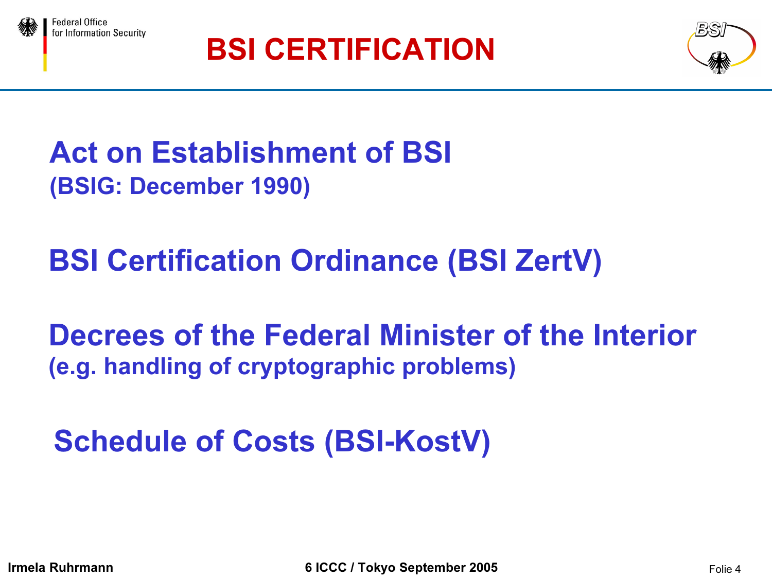# BSI CERTIFICATION

**Act on Establishment of BSI**
**(BSIG: December 1990)**

**BSI Certification Ordinance (BSI ZertV)**

**Decrees of the Federal Minister of the Interior**
**(e.g. handling of cryptographic problems)**

**Schedule of Costs (BSI-KostV)**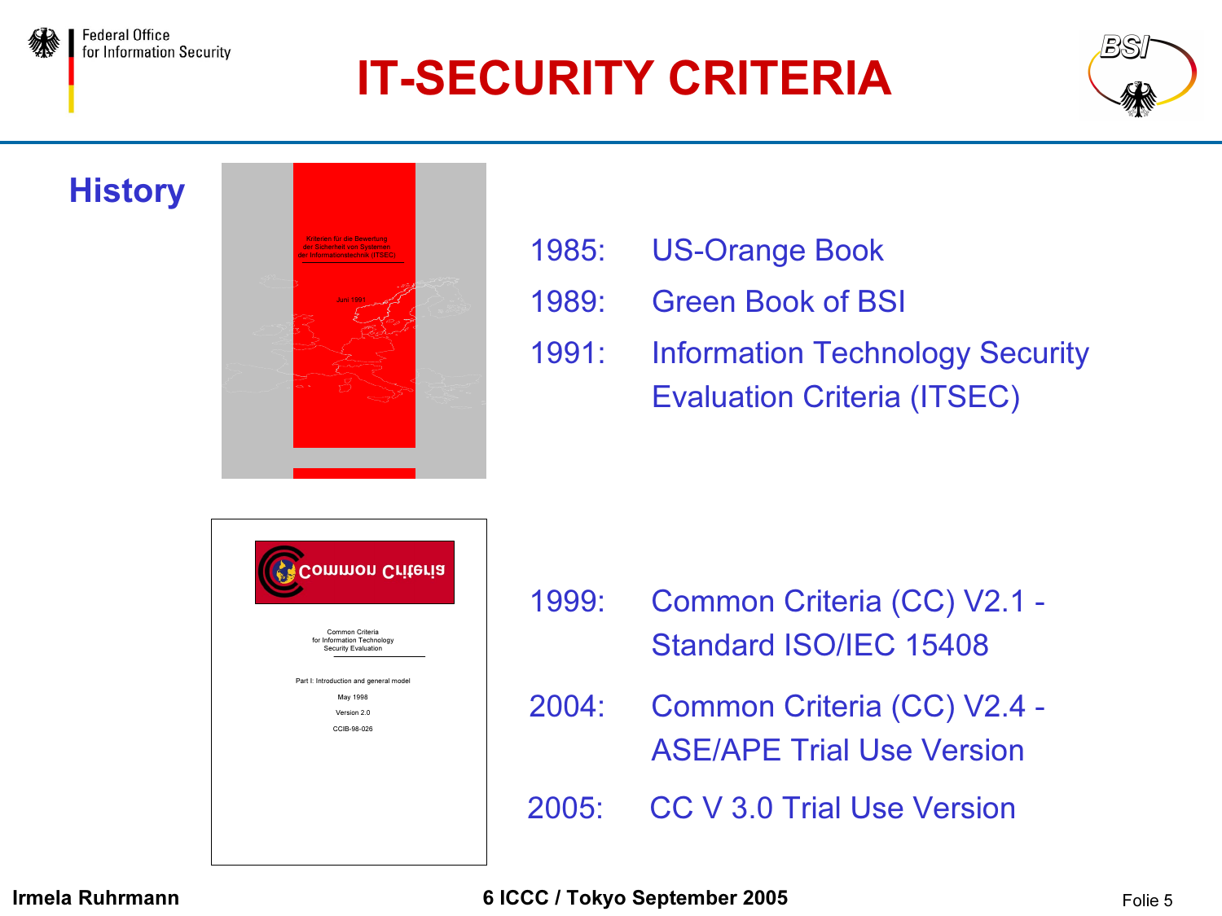# IT-SECURITY CRITERIA

## History

1985: US-Orange Book

1989: Green Book of BSI

1991: Information Technology Security Evaluation Criteria (ITSEC)

1999: Common Criteria (CC) V2.1 - Standard ISO/IEC 15408

2004: Common Criteria (CC) V2.4 - ASE/APE Trial Use Version

2005: CC V 3.0 Trial Use Version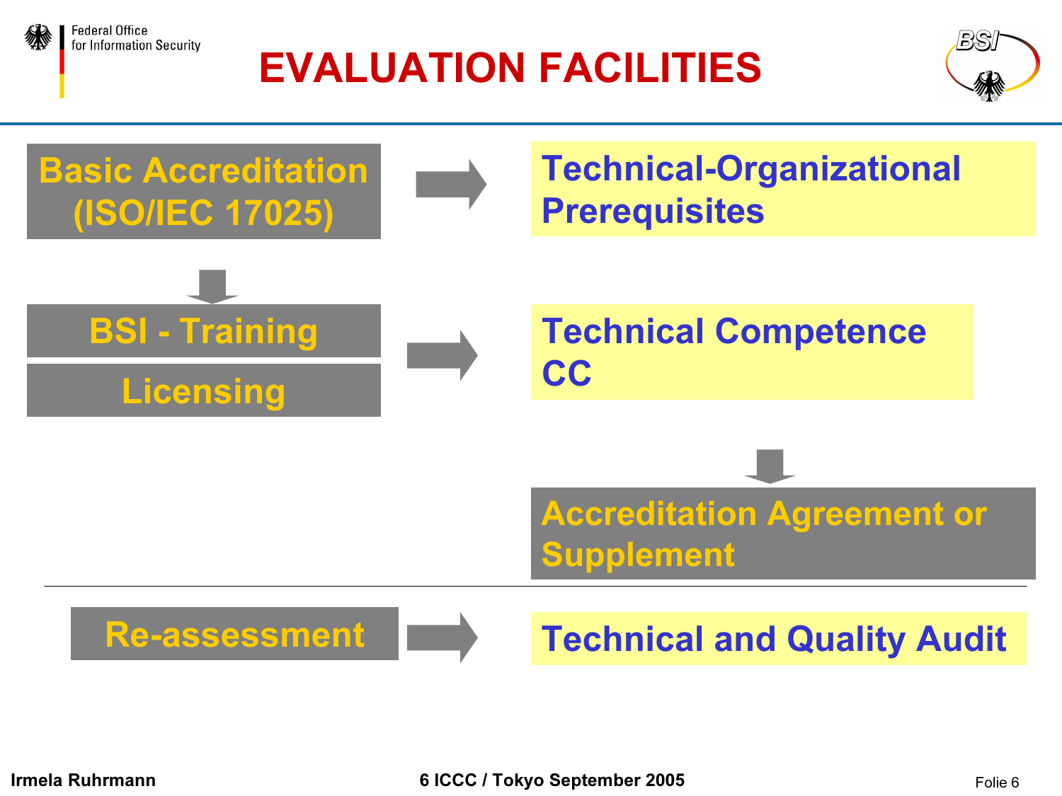# EVALUATION FACILITIES

- **Basic Accreditation (ISO/IEC 17025)** → **Technical-Organizational Prerequisites**
- **BSI - Training** / **Licensing** → **Technical Competence CC**
  - → **Accreditation Agreement or Supplement**

---

- **Re-assessment** → **Technical and Quality Audit**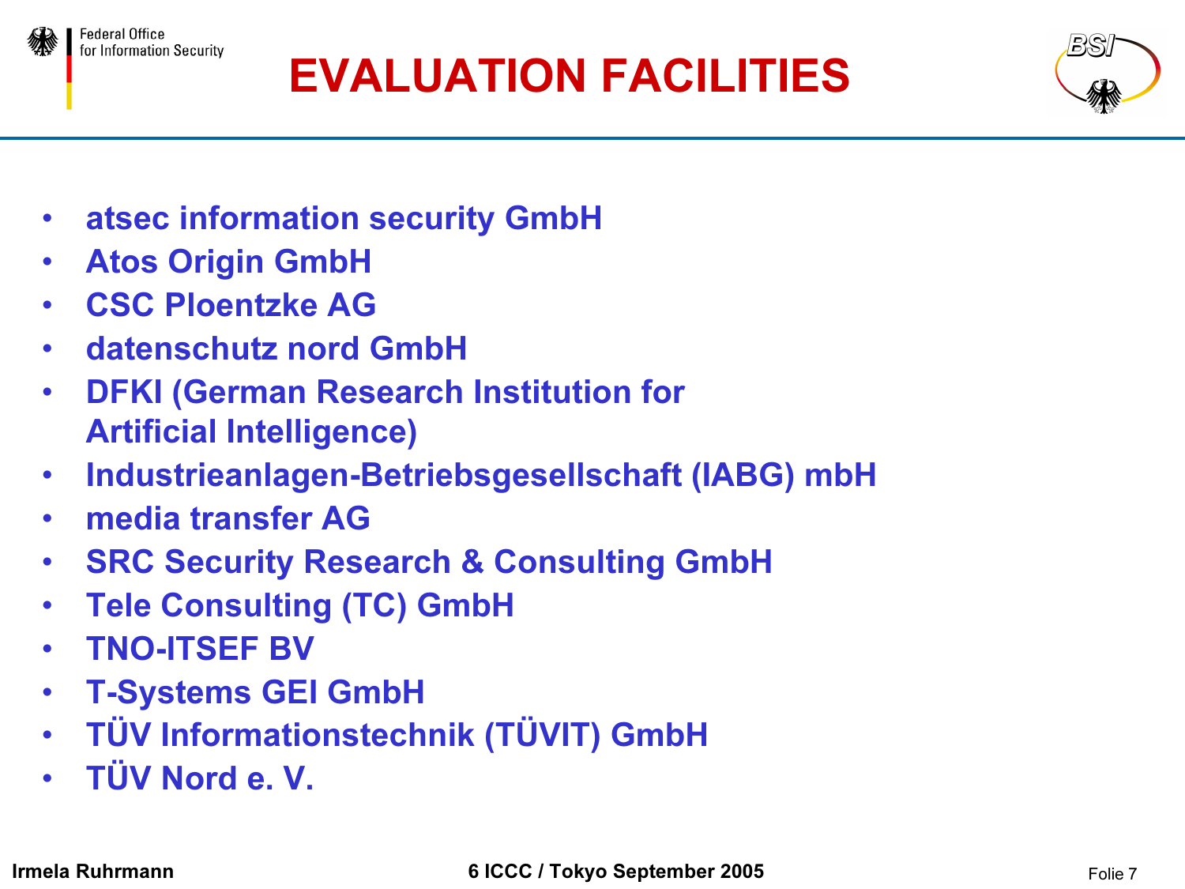# EVALUATION FACILITIES

- **atsec information security GmbH**
- **Atos Origin GmbH**
- **CSC Ploentzke AG**
- **datenschutz nord GmbH**
- **DFKI (German Research Institution for Artificial Intelligence)**
- **Industrieanlagen-Betriebsgesellschaft (IABG) mbH**
- **media transfer AG**
- **SRC Security Research & Consulting GmbH**
- **Tele Consulting (TC) GmbH**
- **TNO-ITSEF BV**
- **T-Systems GEI GmbH**
- **TÜV Informationstechnik (TÜVIT) GmbH**
- **TÜV Nord e. V.**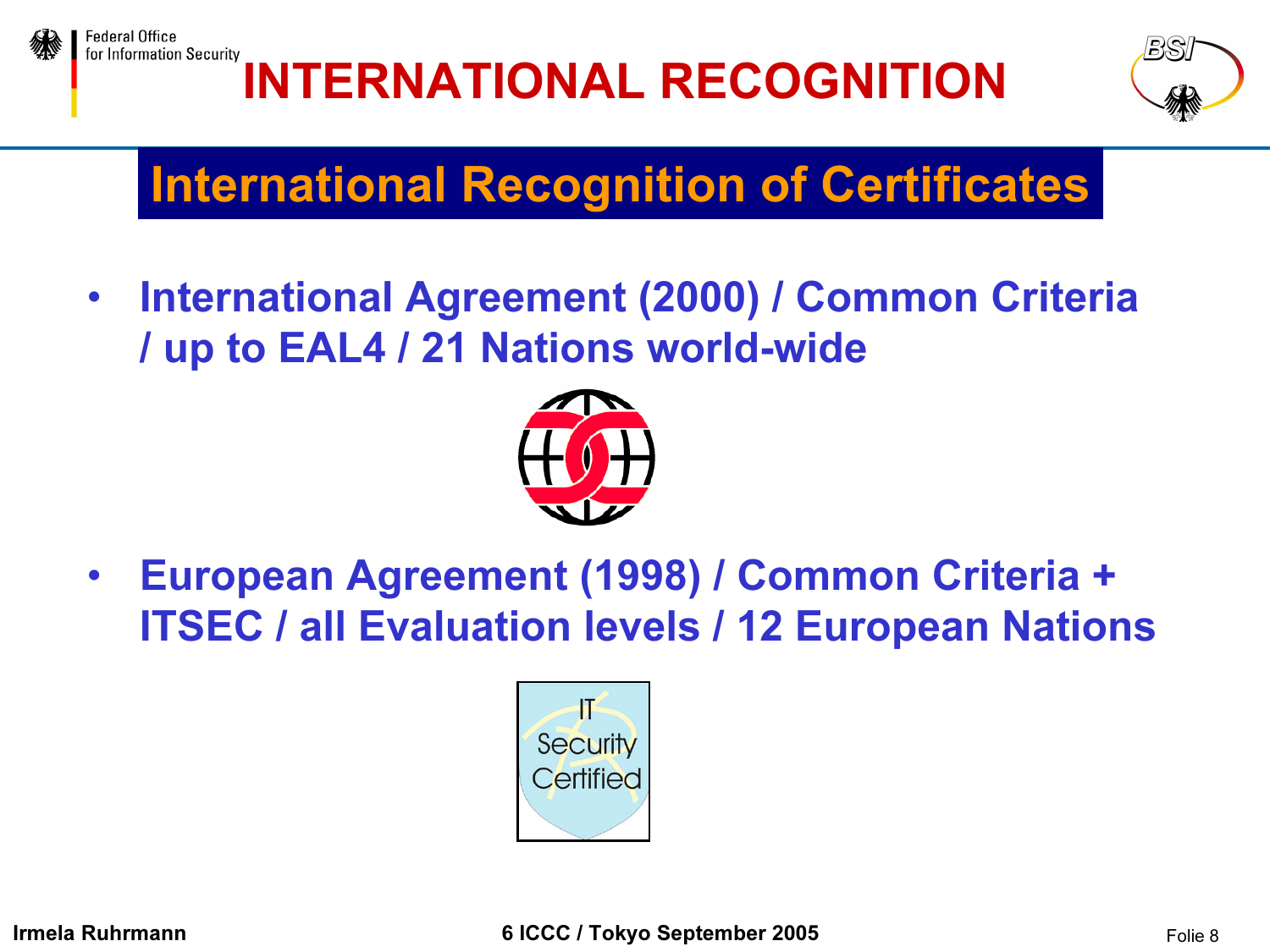# INTERNATIONAL RECOGNITION

## International Recognition of Certificates

- **International Agreement (2000) / Common Criteria / up to EAL4 / 21 Nations world-wide**

- **European Agreement (1998) / Common Criteria + ITSEC / all Evaluation levels / 12 European Nations**

IT Security Certified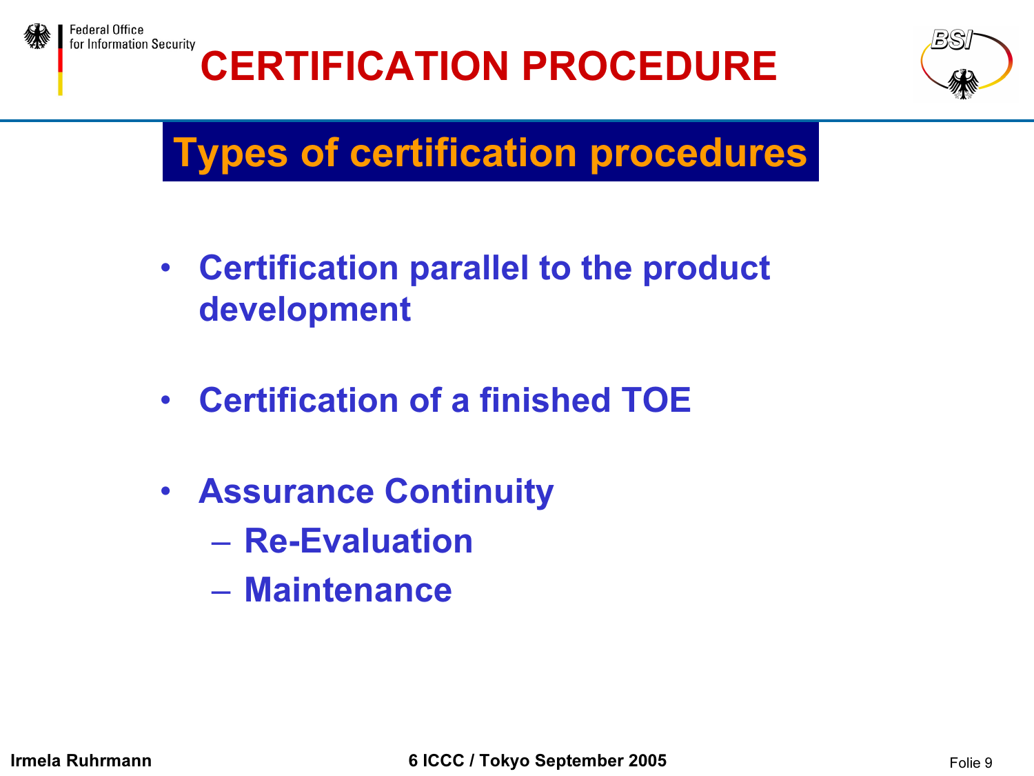# CERTIFICATION PROCEDURE

## Types of certification procedures

- Certification parallel to the product development
- Certification of a finished TOE
- Assurance Continuity
  - Re-Evaluation
  - Maintenance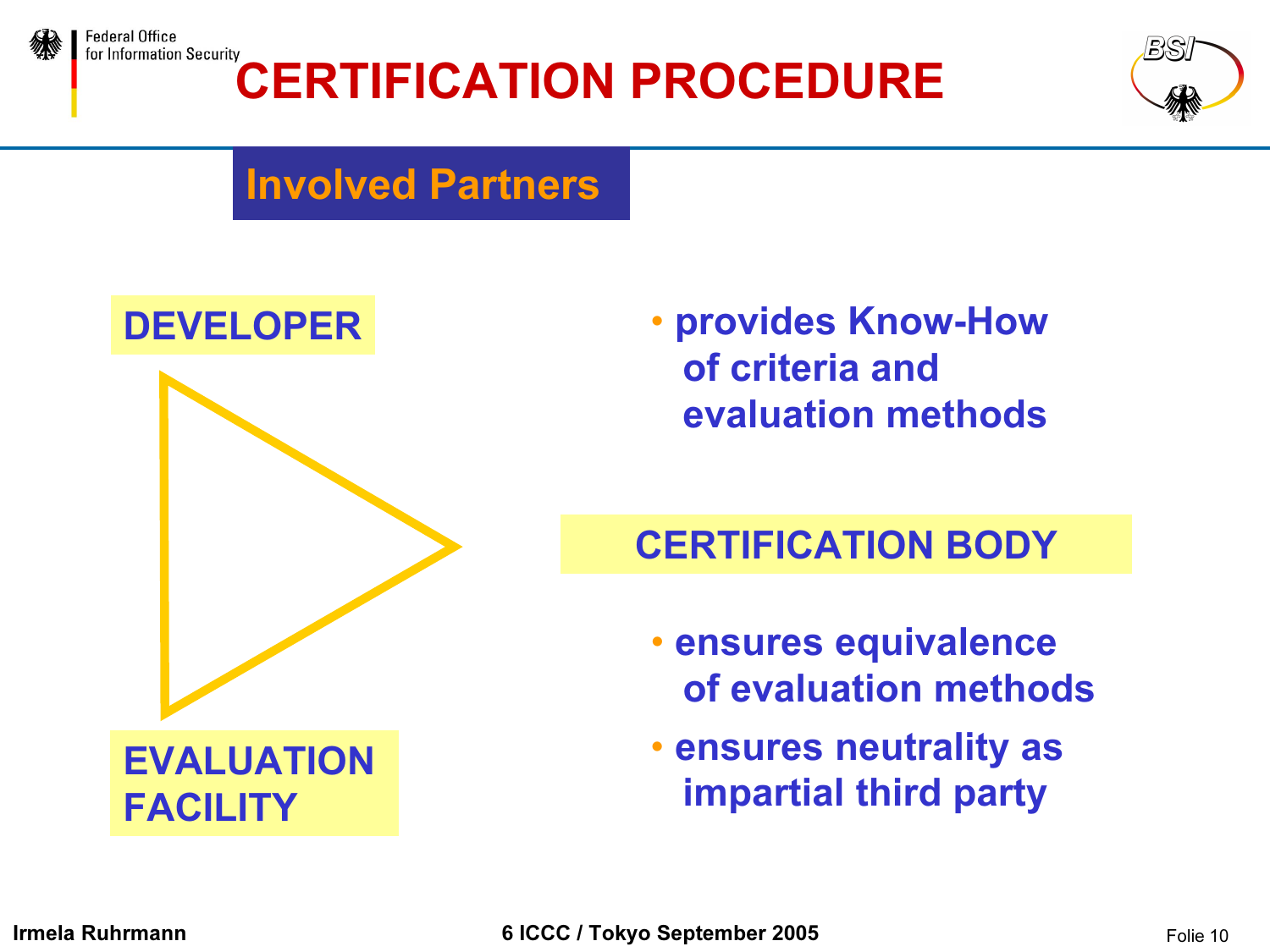# CERTIFICATION PROCEDURE

## Involved Partners

**DEVELOPER**

**EVALUATION FACILITY**

- provides Know-How of criteria and evaluation methods

**CERTIFICATION BODY**

- ensures equivalence of evaluation methods
- ensures neutrality as impartial third party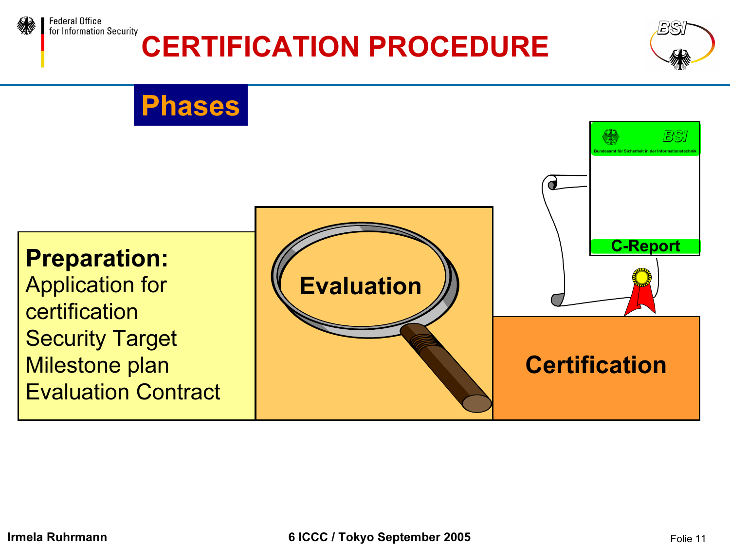# CERTIFICATION PROCEDURE

## Phases

**Preparation:**
Application for certification
Security Target
Milestone plan
Evaluation Contract

**Evaluation**

**Certification**

C-Report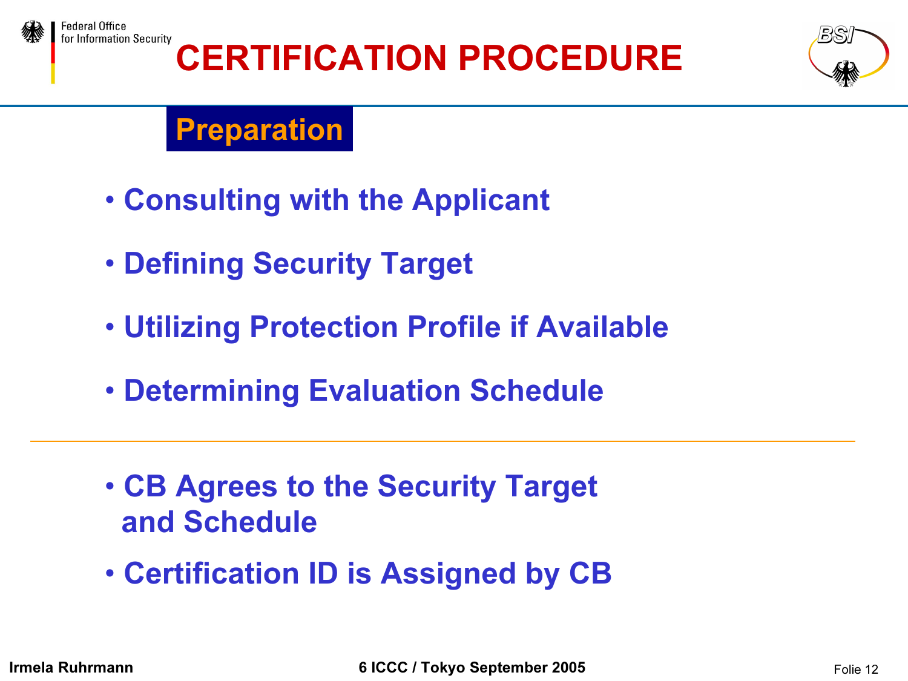# CERTIFICATION PROCEDURE

## Preparation

- Consulting with the Applicant
- Defining Security Target
- Utilizing Protection Profile if Available
- Determining Evaluation Schedule

---

- CB Agrees to the Security Target and Schedule
- Certification ID is Assigned by CB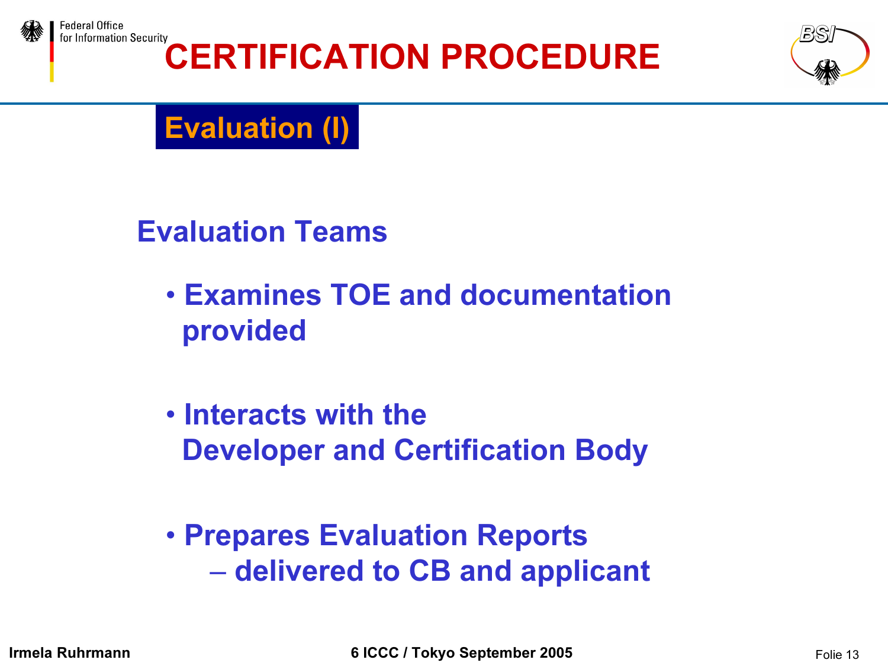# CERTIFICATION PROCEDURE

## Evaluation (I)

### Evaluation Teams

- Examines TOE and documentation provided
- Interacts with the Developer and Certification Body
- Prepares Evaluation Reports
  - delivered to CB and applicant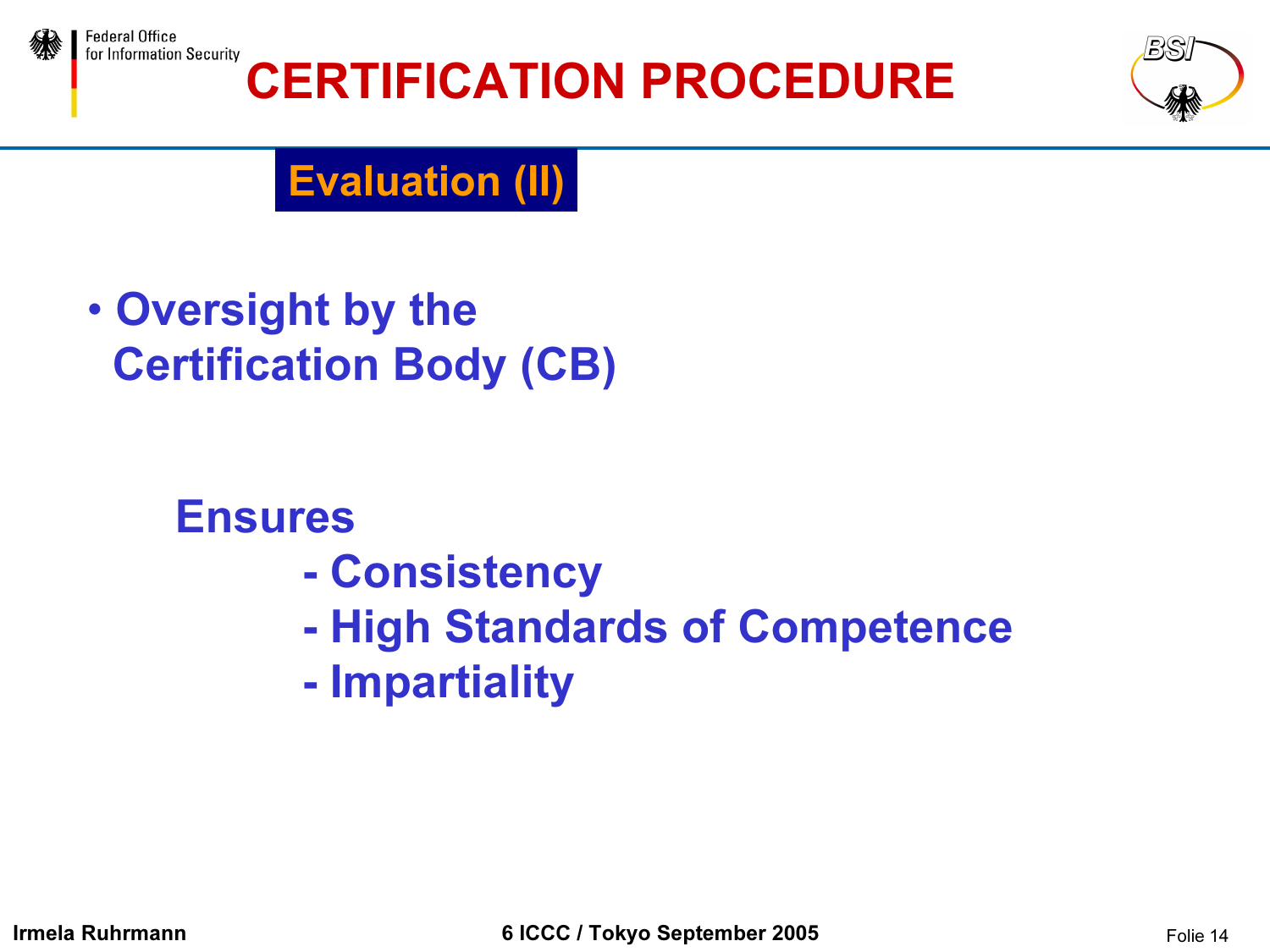# CERTIFICATION PROCEDURE

## Evaluation (II)

- **Oversight by the Certification Body (CB)**

**Ensures**

- **Consistency**
- **High Standards of Competence**
- **Impartiality**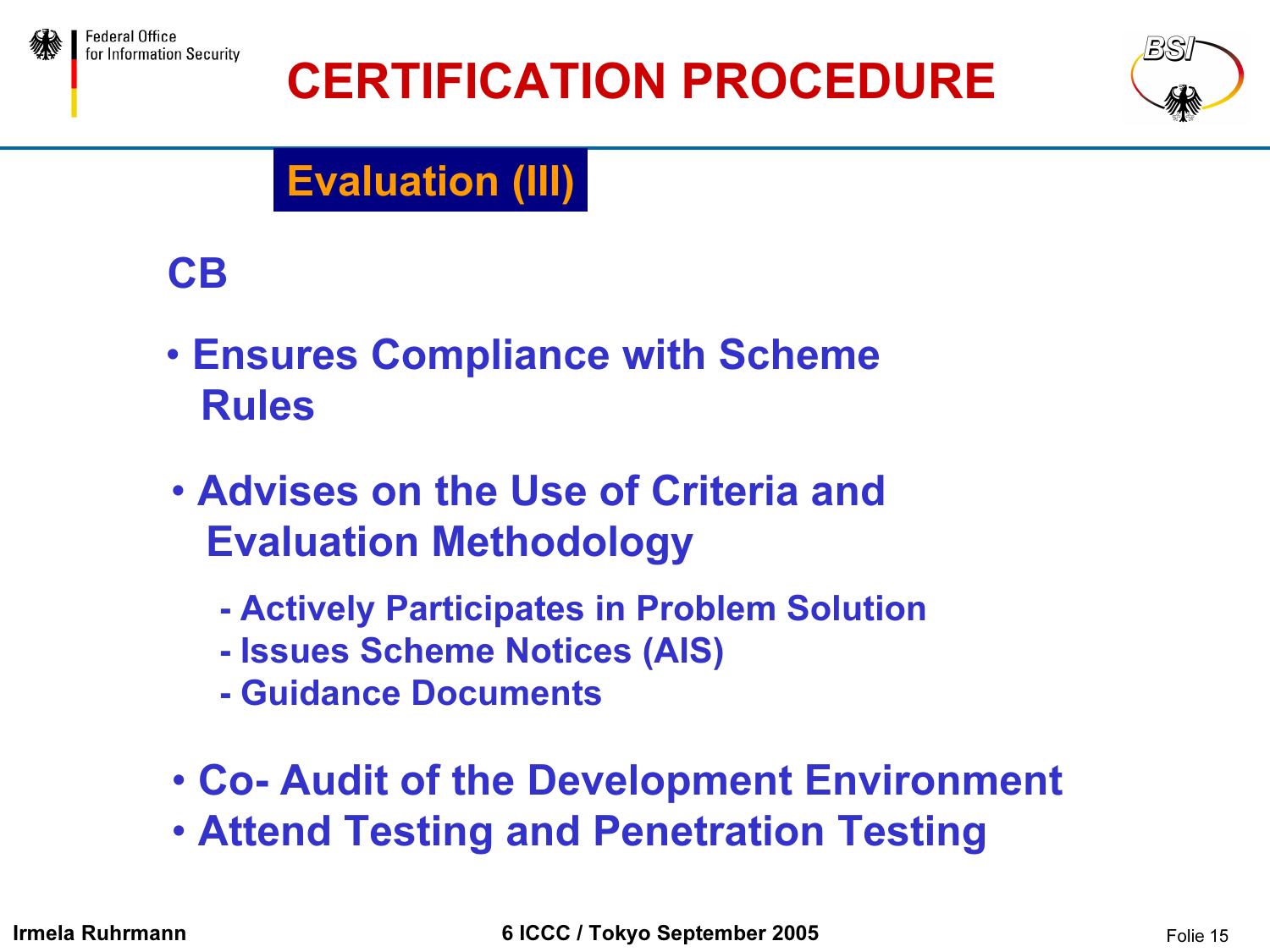# CERTIFICATION PROCEDURE

## Evaluation (III)

### CB

- Ensures Compliance with Scheme Rules
- Advises on the Use of Criteria and Evaluation Methodology
  - Actively Participates in Problem Solution
  - Issues Scheme Notices (AIS)
  - Guidance Documents
- Co- Audit of the Development Environment
- Attend Testing and Penetration Testing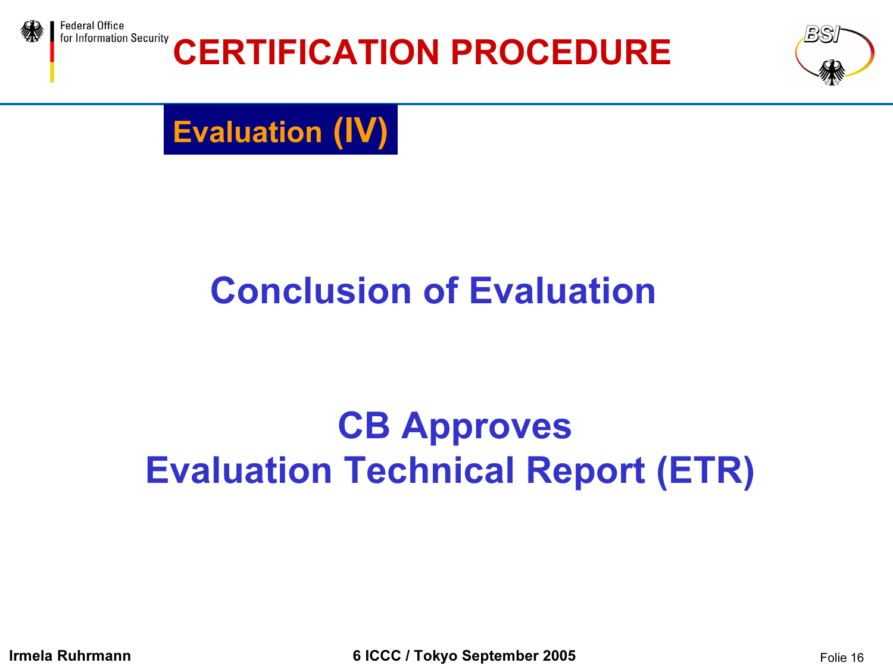# CERTIFICATION PROCEDURE

## Evaluation (IV)

### Conclusion of Evaluation

### CB Approves
### Evaluation Technical Report (ETR)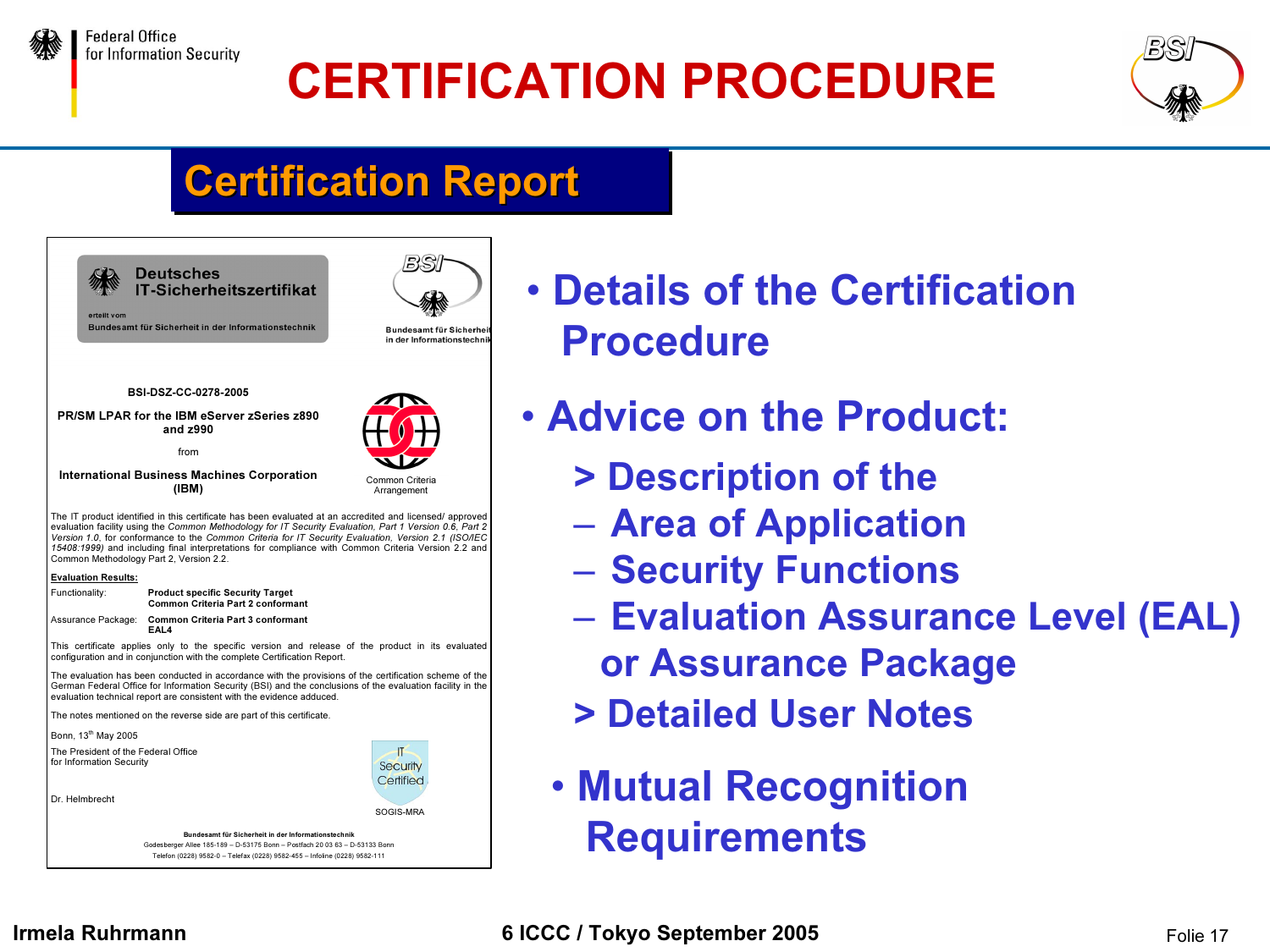# CERTIFICATION PROCEDURE

## Certification Report

Deutsches IT-Sicherheitszertifikat

erteilt vom

Bundesamt für Sicherheit in der Informationstechnik

Bundesamt für Sicherheit in der Informationstechnik

BSI-DSZ-CC-0278-2005

PR/SM LPAR for the IBM eServer zSeries z890 and z990

from

International Business Machines Corporation (IBM)

Common Criteria Arrangement

The IT product identified in this certificate has been evaluated at an accredited and licensed/ approved evaluation facility using the *Common Methodology for IT Security Evaluation, Part 1 Version 0.6, Part 2 Version 1.0*, for conformance to the *Common Criteria for IT Security Evaluation, Version 2.1 (ISO/IEC 15408:1999)* and including final interpretations for compliance with Common Criteria Version 2.2 and Common Methodology Part 2, Version 2.2.

**Evaluation Results:**

| | |
|---|---|
| Functionality: | **Product specific Security Target Common Criteria Part 2 conformant** |
| Assurance Package: | **Common Criteria Part 3 conformant EAL4** |

This certificate applies only to the specific version and release of the product in its evaluated configuration and in conjunction with the complete Certification Report.

The evaluation has been conducted in accordance with the provisions of the certification scheme of the German Federal Office for Information Security (BSI) and the conclusions of the evaluation facility in the evaluation technical report are consistent with the evidence adduced.

The notes mentioned on the reverse side are part of this certificate.

Bonn, 13th May 2005

The President of the Federal Office for Information Security

Dr. Helmbrecht

IT Security Certified

SOGIS-MRA

Bundesamt für Sicherheit in der Informationstechnik
Godesberger Allee 185-189 – D-53175 Bonn – Postfach 20 03 63 – D-53133 Bonn
Telefon (0228) 9582-0 – Telefax (0228) 9582-455 – Infoline (0228) 9582-111

- **Details of the Certification Procedure**
- **Advice on the Product:**
  - **> Description of the**
    - **Area of Application**
    - **Security Functions**
    - **Evaluation Assurance Level (EAL) or Assurance Package**
  - **> Detailed User Notes**
- **Mutual Recognition Requirements**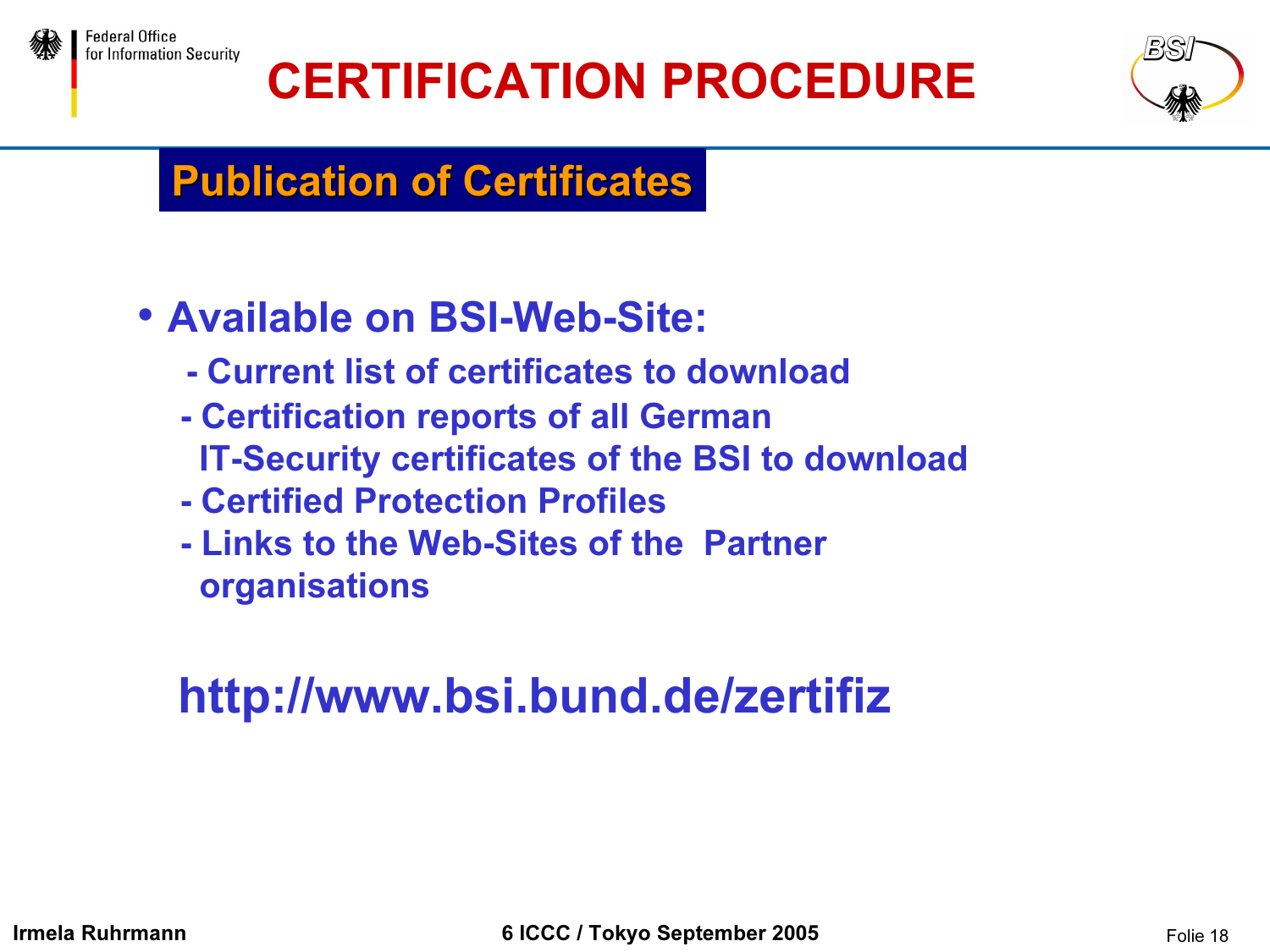# CERTIFICATION PROCEDURE

## Publication of Certificates

- **Available on BSI-Web-Site:**
  - Current list of certificates to download
  - Certification reports of all German IT-Security certificates of the BSI to download
  - Certified Protection Profiles
  - Links to the Web-Sites of the Partner organisations

**http://www.bsi.bund.de/zertifiz**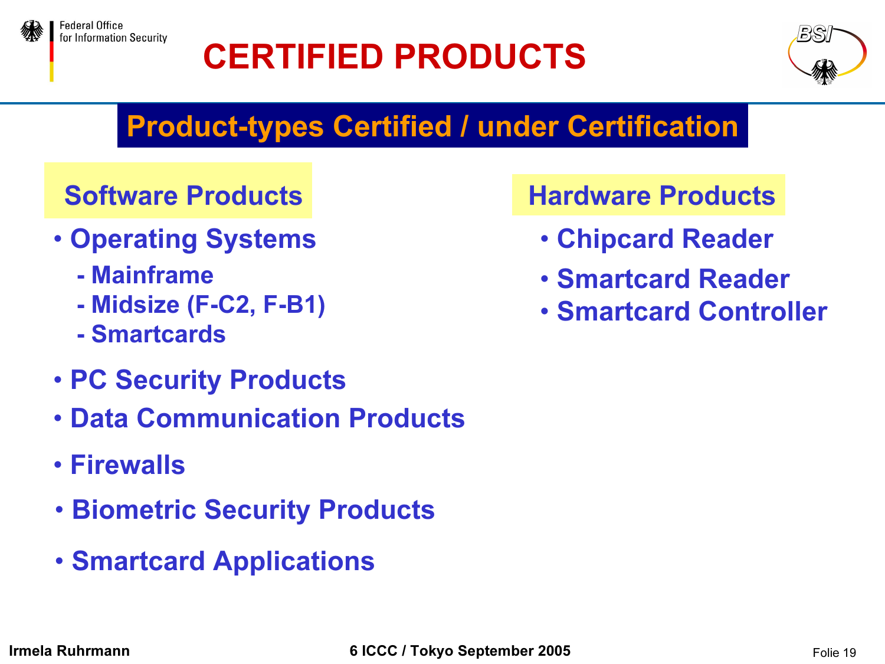# CERTIFIED PRODUCTS

## Product-types Certified / under Certification

### Software Products

- Operating Systems
  - Mainframe
  - Midsize (F-C2, F-B1)
  - Smartcards
- PC Security Products
- Data Communication Products
- Firewalls
- Biometric Security Products
- Smartcard Applications

### Hardware Products

- Chipcard Reader
- Smartcard Reader
- Smartcard Controller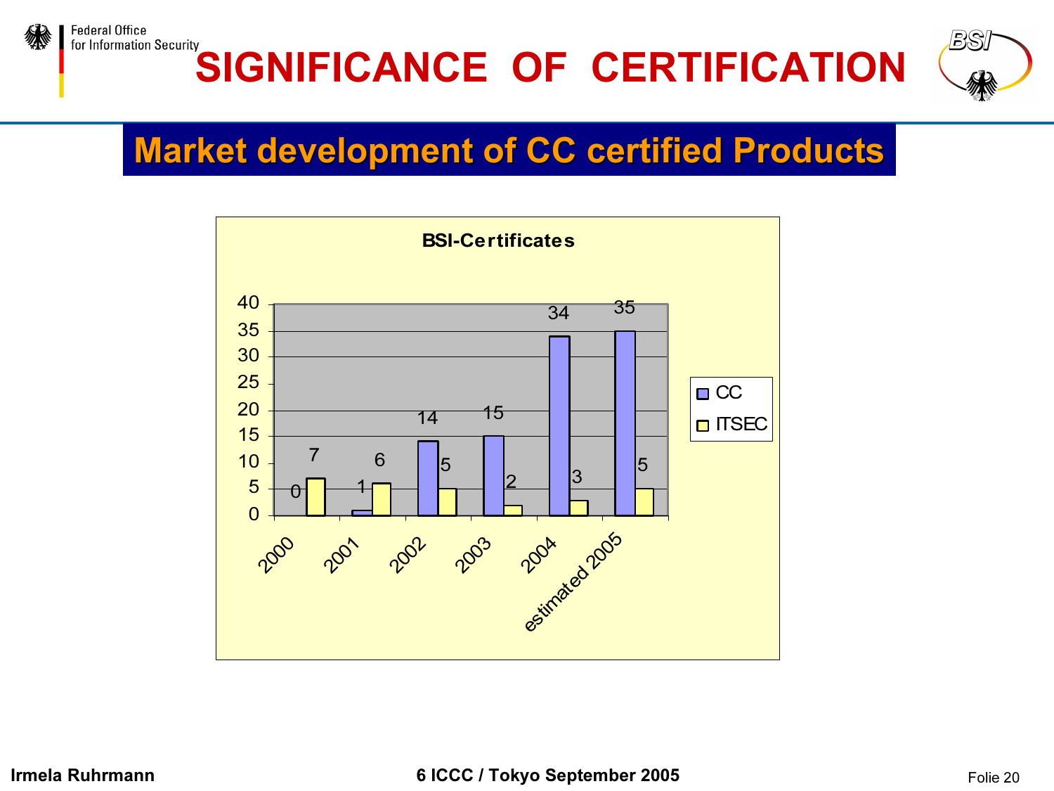# SIGNIFICANCE OF CERTIFICATION

## Market development of CC certified Products

**BSI-Certificates**

| Year | CC | ITSEC |
|---|---|---|
| 2000 | 0 | 7 |
| 2001 | 1 | 6 |
| 2002 | 14 | 5 |
| 2003 | 15 | 2 |
| 2004 | 34 | 3 |
| estimated 2005 | 35 | 5 |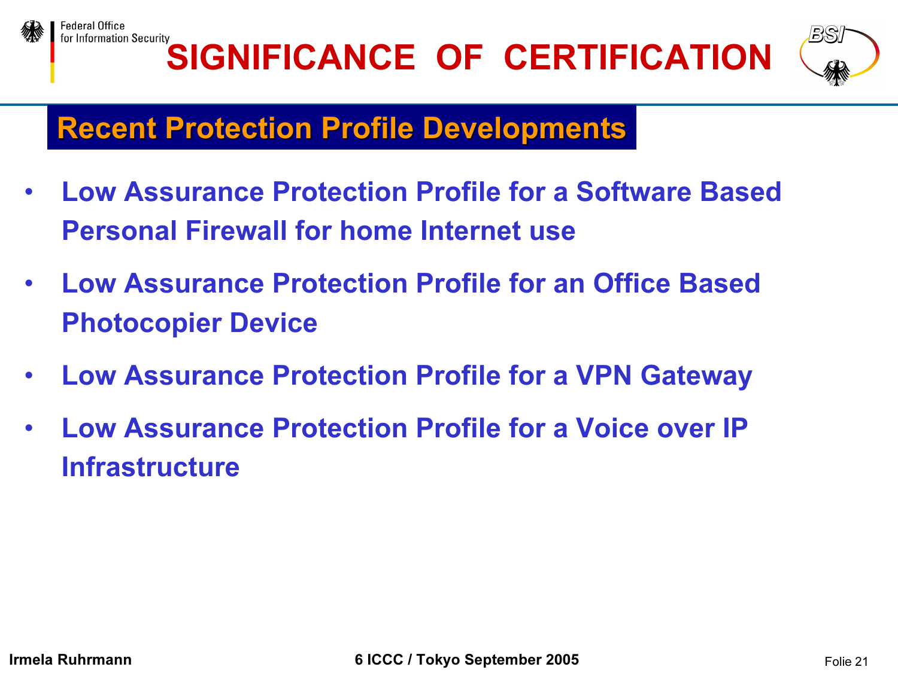# SIGNIFICANCE OF CERTIFICATION

## Recent Protection Profile Developments

- Low Assurance Protection Profile for a Software Based Personal Firewall for home Internet use
- Low Assurance Protection Profile for an Office Based Photocopier Device
- Low Assurance Protection Profile for a VPN Gateway
- Low Assurance Protection Profile for a Voice over IP Infrastructure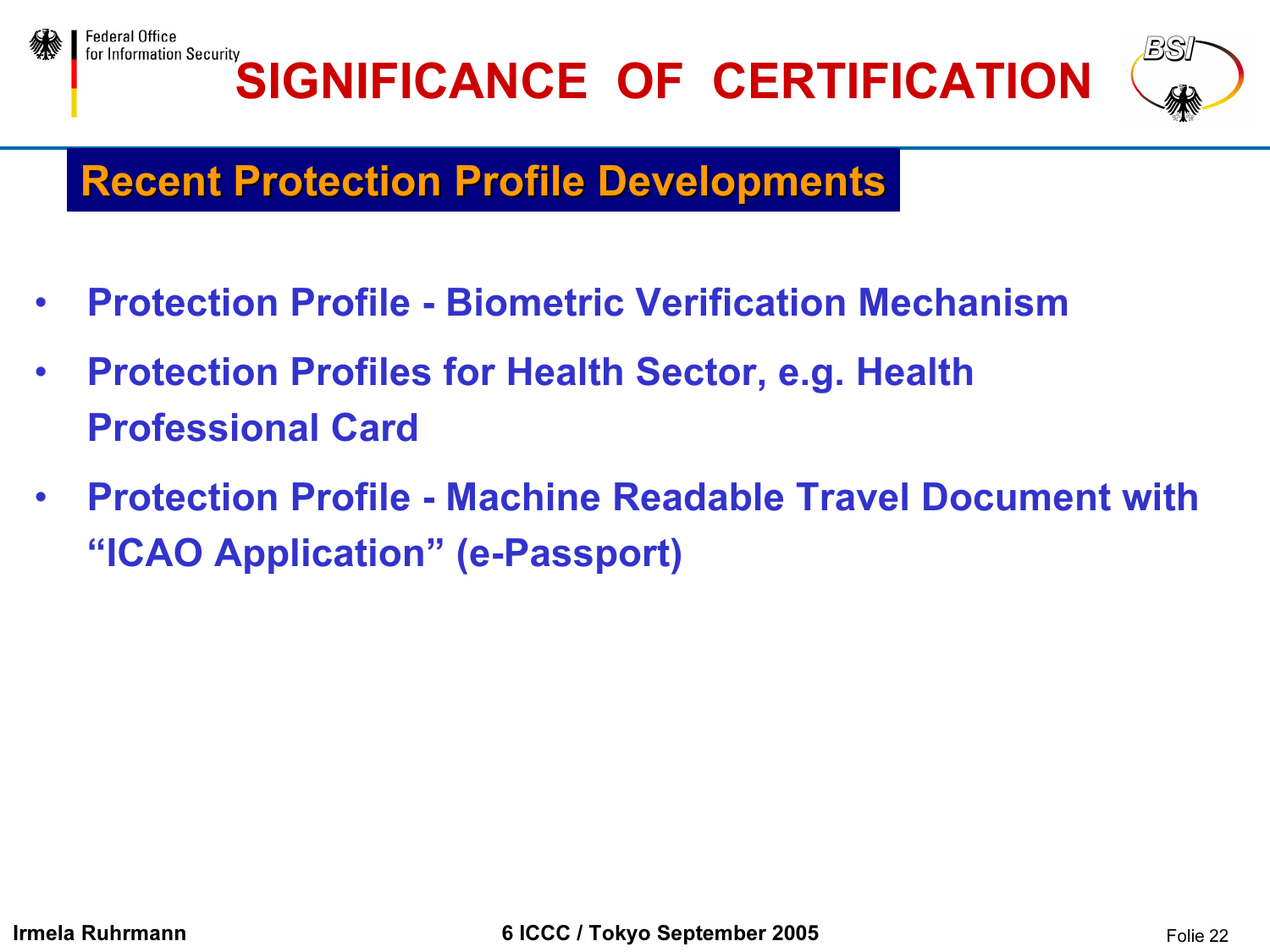# SIGNIFICANCE OF CERTIFICATION

## Recent Protection Profile Developments

- **Protection Profile - Biometric Verification Mechanism**
- **Protection Profiles for Health Sector, e.g. Health Professional Card**
- **Protection Profile - Machine Readable Travel Document with “ICAO Application” (e-Passport)**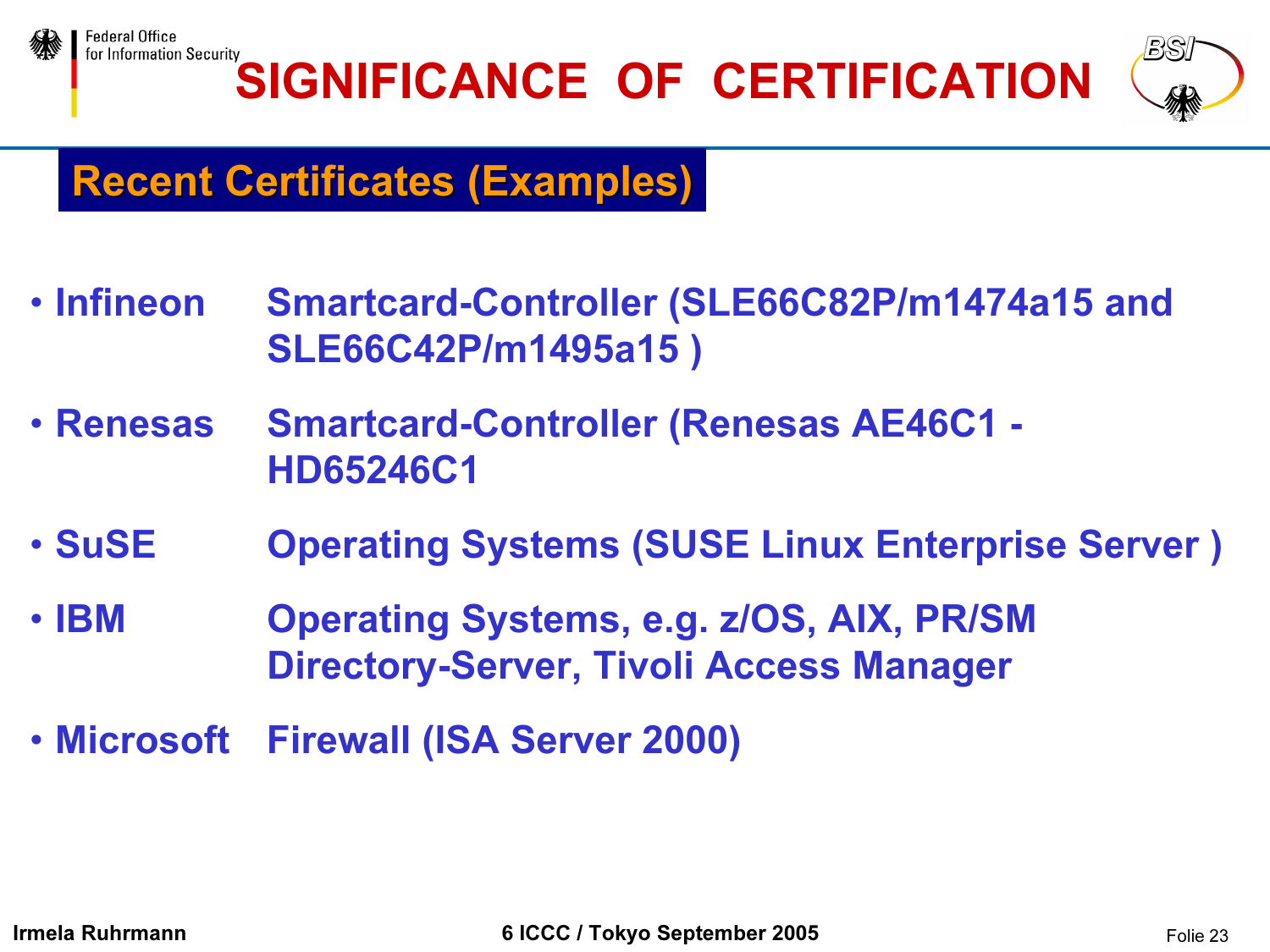# SIGNIFICANCE OF CERTIFICATION

## Recent Certificates (Examples)

- **Infineon** Smartcard-Controller (SLE66C82P/m1474a15 and SLE66C42P/m1495a15 )
- **Renesas** Smartcard-Controller (Renesas AE46C1 - HD65246C1
- **SuSE** Operating Systems (SUSE Linux Enterprise Server )
- **IBM** Operating Systems, e.g. z/OS, AIX, PR/SM Directory-Server, Tivoli Access Manager
- **Microsoft** Firewall (ISA Server 2000)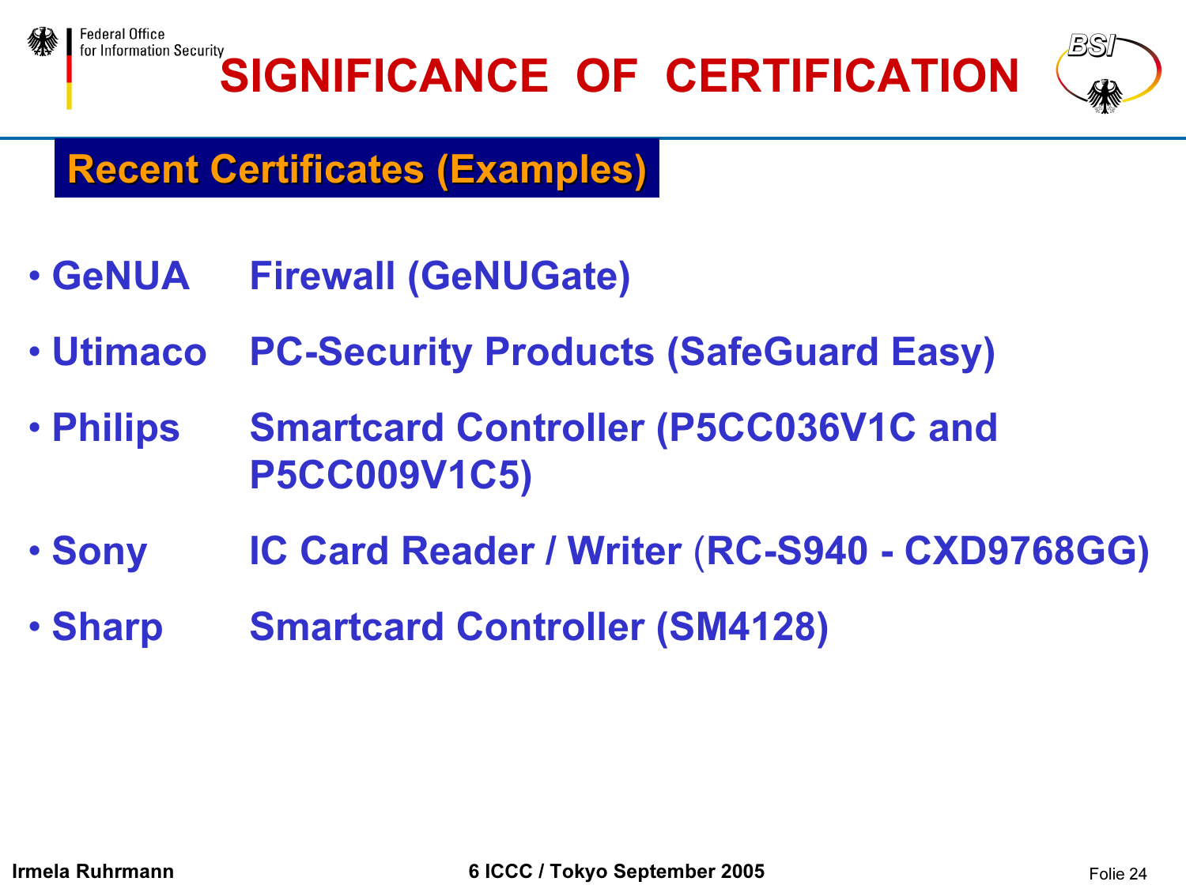# SIGNIFICANCE OF CERTIFICATION

## Recent Certificates (Examples)

- **GeNUA** Firewall (GeNUGate)
- **Utimaco** PC-Security Products (SafeGuard Easy)
- **Philips** Smartcard Controller (P5CC036V1C and P5CC009V1C5)
- **Sony** IC Card Reader / Writer (RC-S940 - CXD9768GG)
- **Sharp** Smartcard Controller (SM4128)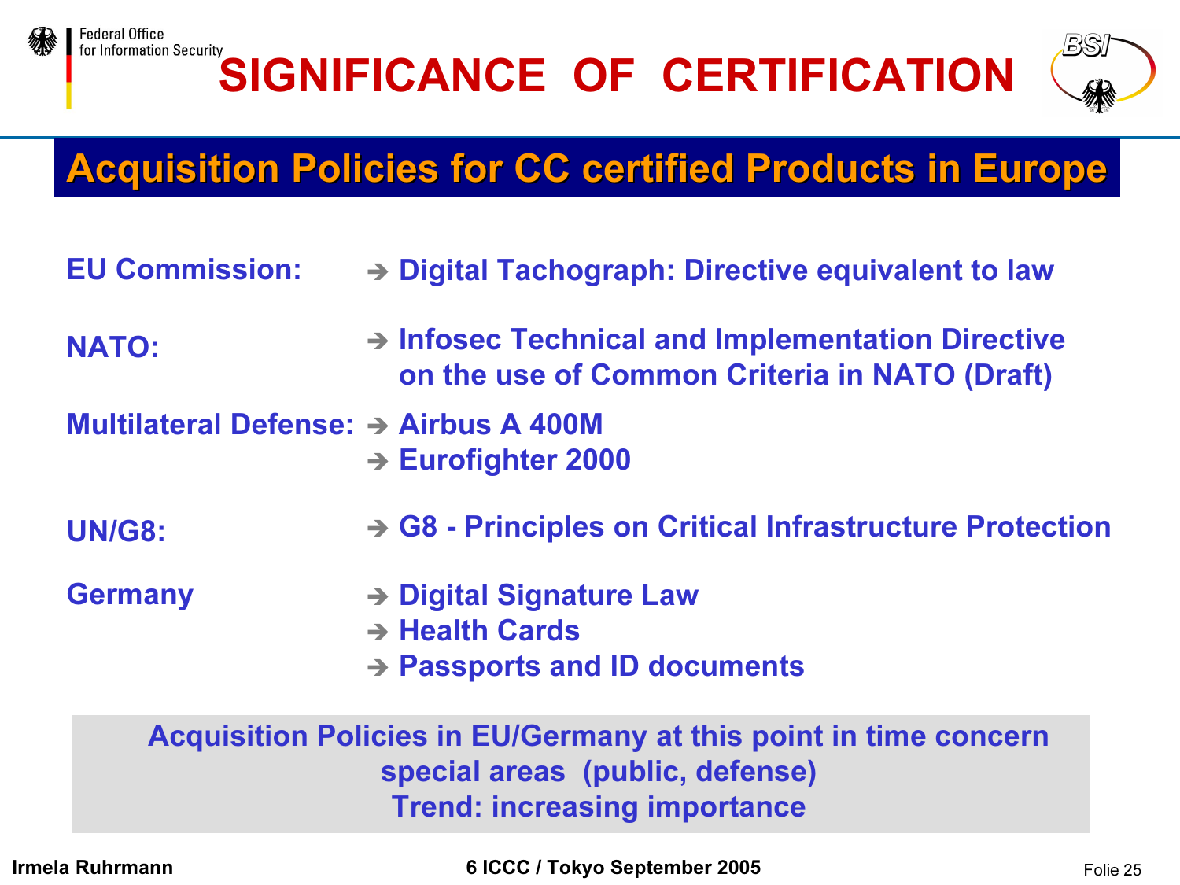# SIGNIFICANCE OF CERTIFICATION

## Acquisition Policies for CC certified Products in Europe

**EU Commission:**
- ➔ Digital Tachograph: Directive equivalent to law

**NATO:**
- ➔ Infosec Technical and Implementation Directive on the use of Common Criteria in NATO (Draft)

**Multilateral Defense:**
- ➔ Airbus A 400M
- ➔ Eurofighter 2000

**UN/G8:**
- ➔ G8 - Principles on Critical Infrastructure Protection

**Germany**
- ➔ Digital Signature Law
- ➔ Health Cards
- ➔ Passports and ID documents

**Acquisition Policies in EU/Germany at this point in time concern special areas (public, defense)**
**Trend: increasing importance**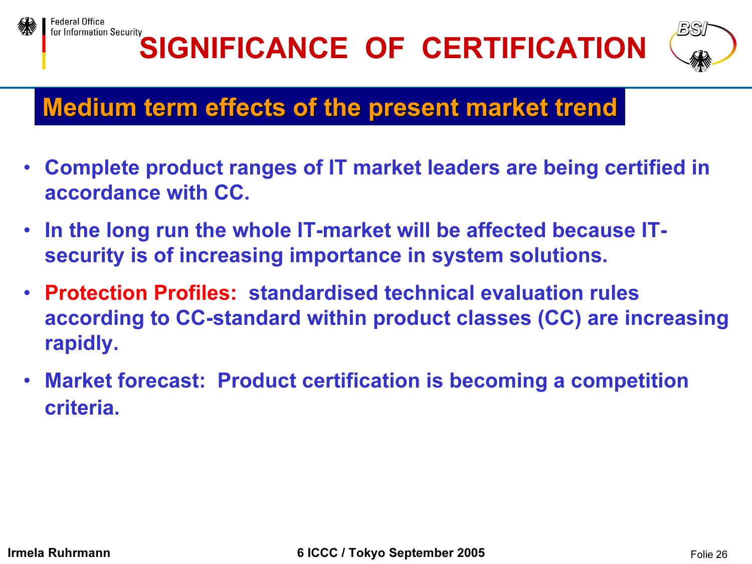# SIGNIFICANCE OF CERTIFICATION

## Medium term effects of the present market trend

- **Complete product ranges of IT market leaders are being certified in accordance with CC.**
- **In the long run the whole IT-market will be affected because IT-security is of increasing importance in system solutions.**
- **Protection Profiles: standardised technical evaluation rules according to CC-standard within product classes (CC) are increasing rapidly.**
- **Market forecast: Product certification is becoming a competition criteria.**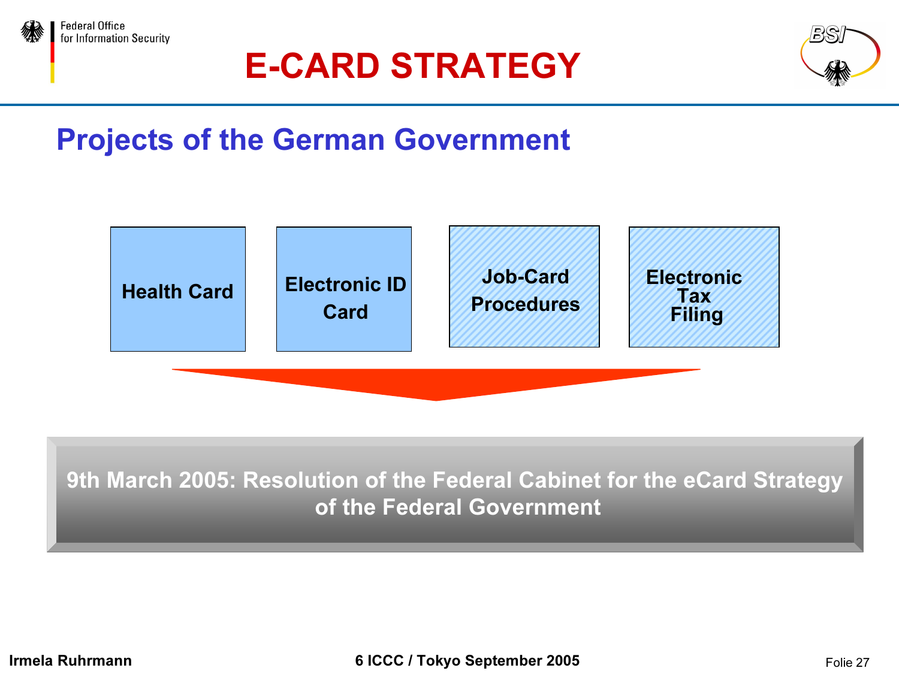# E-CARD STRATEGY

## Projects of the German Government

- Health Card
- Electronic ID Card
- Job-Card Procedures
- Electronic Tax Filing

**9th March 2005: Resolution of the Federal Cabinet for the eCard Strategy of the Federal Government**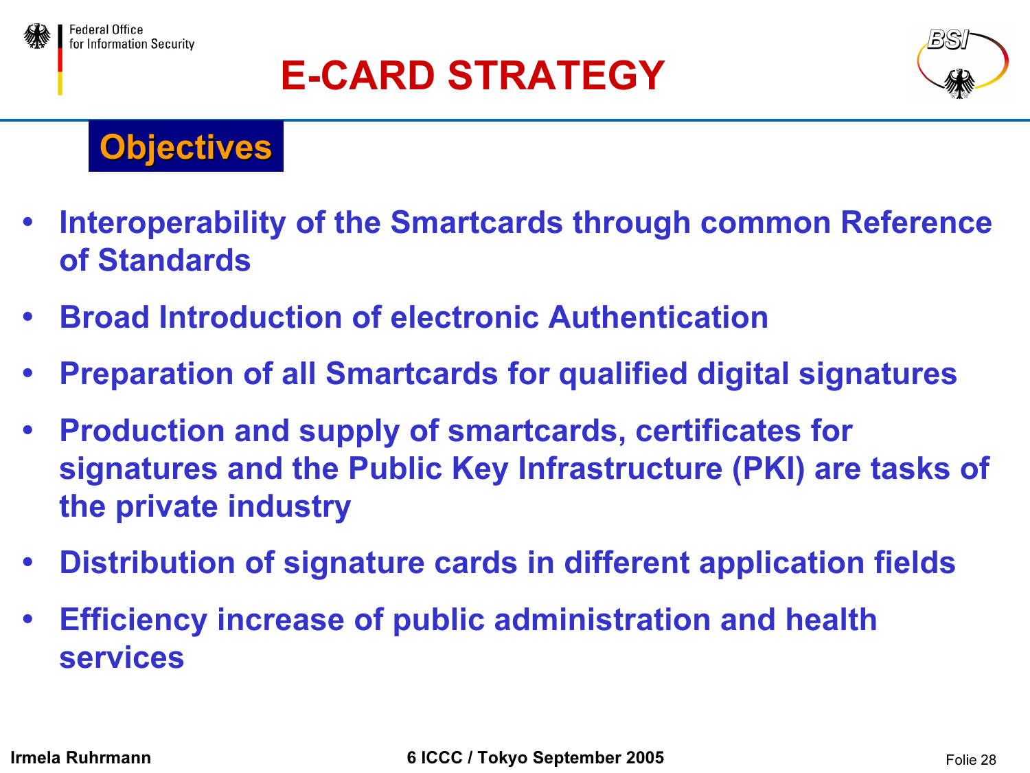# E-CARD STRATEGY

## Objectives

- Interoperability of the Smartcards through common Reference of Standards
- Broad Introduction of electronic Authentication
- Preparation of all Smartcards for qualified digital signatures
- Production and supply of smartcards, certificates for signatures and the Public Key Infrastructure (PKI) are tasks of the private industry
- Distribution of signature cards in different application fields
- Efficiency increase of public administration and health services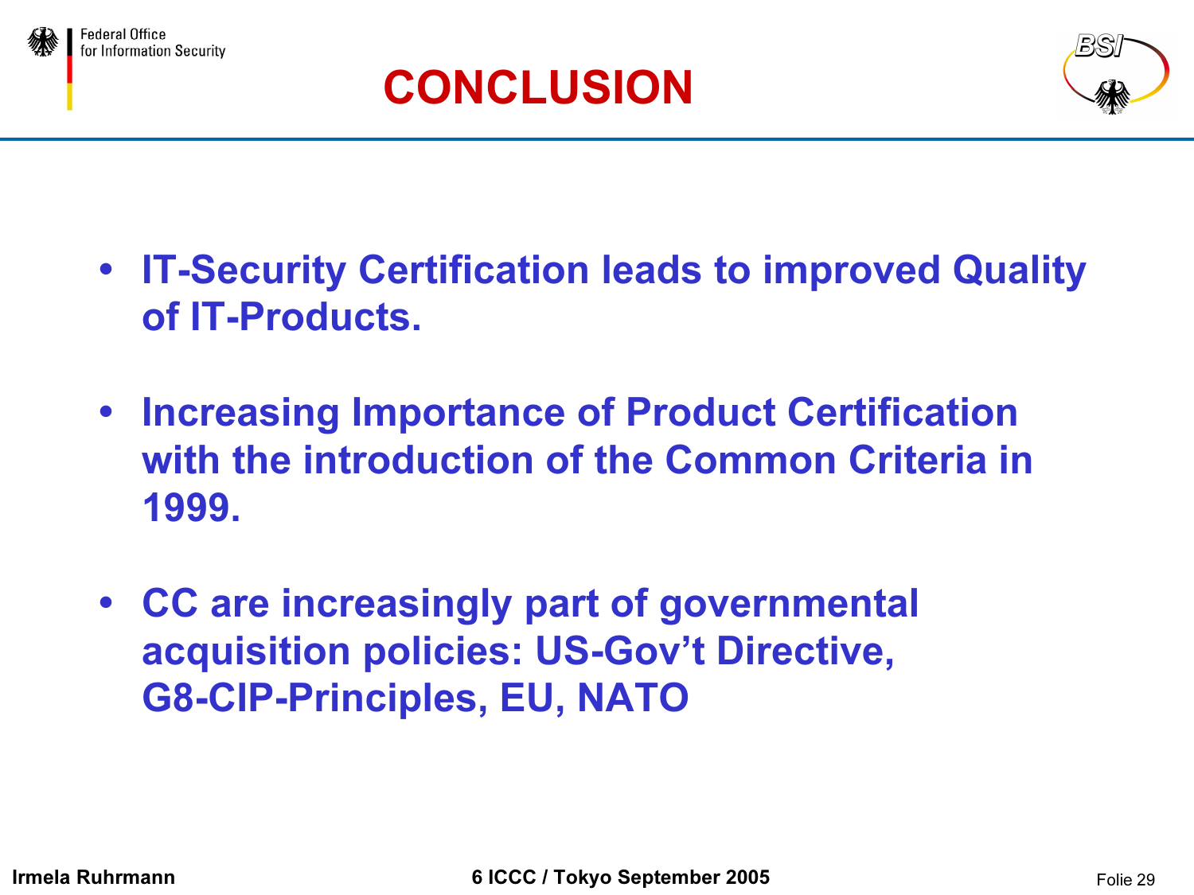# CONCLUSION

- IT-Security Certification leads to improved Quality of IT-Products.
- Increasing Importance of Product Certification with the introduction of the Common Criteria in 1999.
- CC are increasingly part of governmental acquisition policies: US-Gov't Directive, G8-CIP-Principles, EU, NATO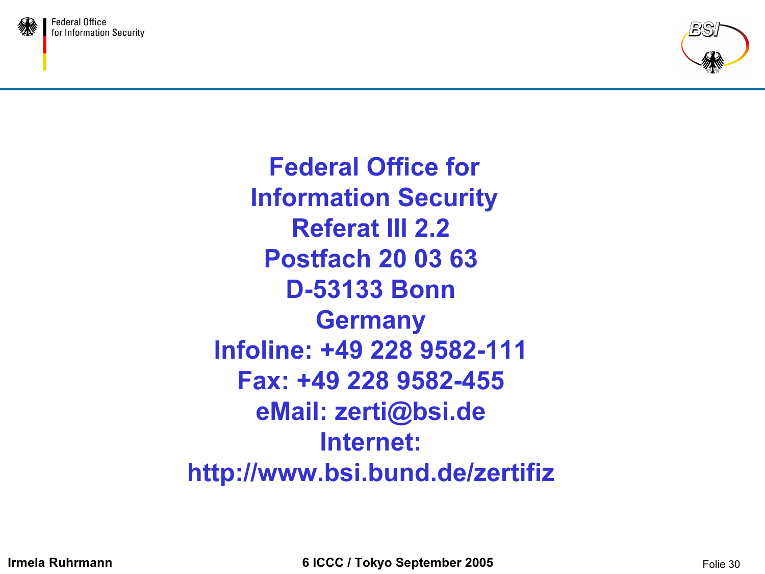**Federal Office for Information Security**
**Referat III 2.2**
**Postfach 20 03 63**
**D-53133 Bonn**
**Germany**
**Infoline: +49 228 9582-111**
**Fax: +49 228 9582-455**
**eMail: zerti@bsi.de**
**Internet: http://www.bsi.bund.de/zertifiz**